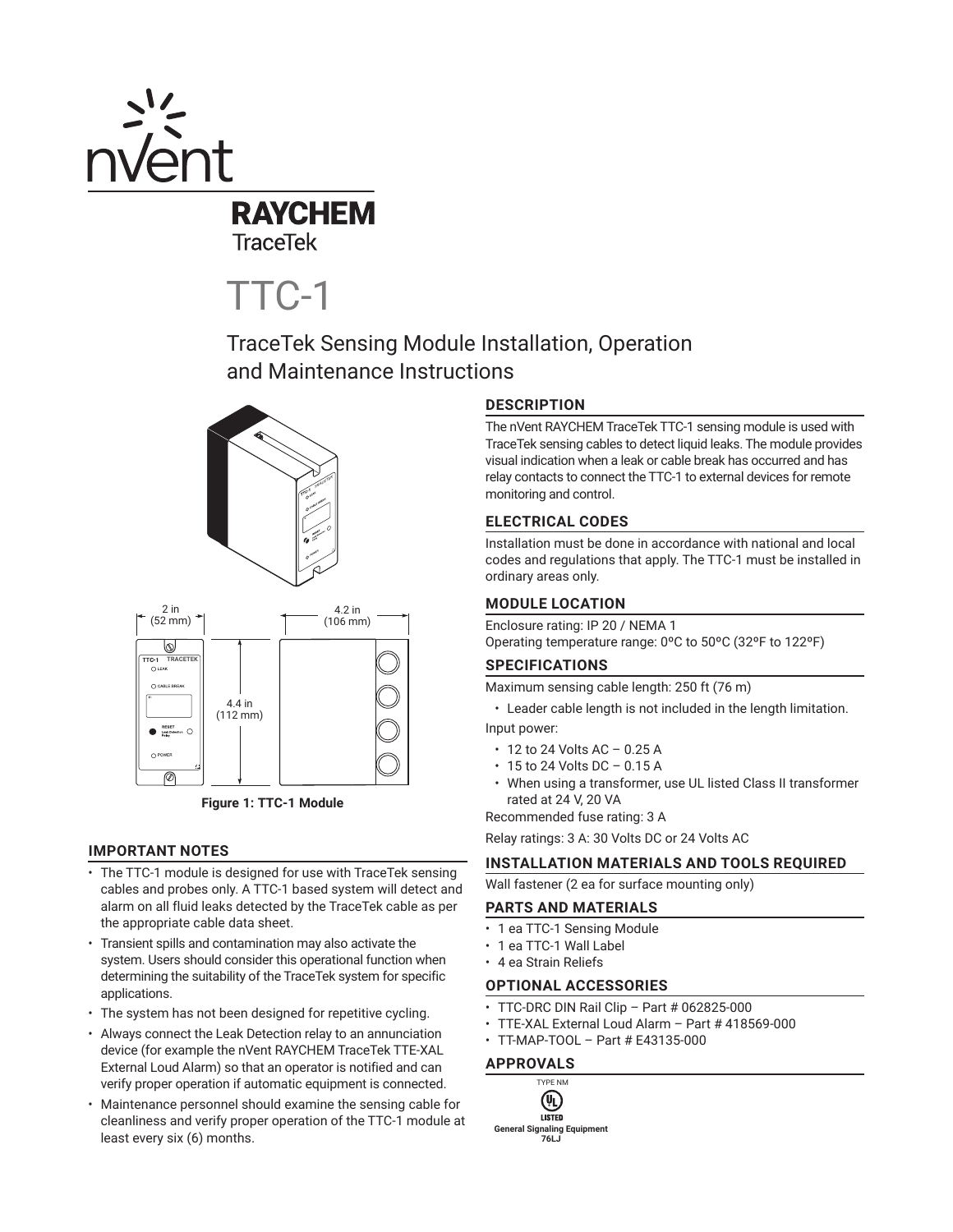nVent

RAYCHEM
TraceTek

# TTC-1

## TraceTek Sensing Module Installation, Operation and Maintenance Instructions

**Figure 1: TTC-1 Module**

### IMPORTANT NOTES

- The TTC-1 module is designed for use with TraceTek sensing cables and probes only. A TTC-1 based system will detect and alarm on all fluid leaks detected by the TraceTek cable as per the appropriate cable data sheet.
- Transient spills and contamination may also activate the system. Users should consider this operational function when determining the suitability of the TraceTek system for specific applications.
- The system has not been designed for repetitive cycling.
- Always connect the Leak Detection relay to an annunciation device (for example the nVent RAYCHEM TraceTek TTE-XAL External Loud Alarm) so that an operator is notified and can verify proper operation if automatic equipment is connected.
- Maintenance personnel should examine the sensing cable for cleanliness and verify proper operation of the TTC-1 module at least every six (6) months.

### DESCRIPTION

The nVent RAYCHEM TraceTek TTC-1 sensing module is used with TraceTek sensing cables to detect liquid leaks. The module provides visual indication when a leak or cable break has occurred and has relay contacts to connect the TTC-1 to external devices for remote monitoring and control.

### ELECTRICAL CODES

Installation must be done in accordance with national and local codes and regulations that apply. The TTC-1 must be installed in ordinary areas only.

### MODULE LOCATION

Enclosure rating: IP 20 / NEMA 1
Operating temperature range: 0ºC to 50ºC (32ºF to 122ºF)

### SPECIFICATIONS

Maximum sensing cable length: 250 ft (76 m)

- Leader cable length is not included in the length limitation.

Input power:

- 12 to 24 Volts AC – 0.25 A
- 15 to 24 Volts DC – 0.15 A
- When using a transformer, use UL listed Class II transformer rated at 24 V, 20 VA

Recommended fuse rating: 3 A

Relay ratings: 3 A: 30 Volts DC or 24 Volts AC

### INSTALLATION MATERIALS AND TOOLS REQUIRED

Wall fastener (2 ea for surface mounting only)

### PARTS AND MATERIALS

- 1 ea TTC-1 Sensing Module
- 1 ea TTC-1 Wall Label
- 4 ea Strain Reliefs

### OPTIONAL ACCESSORIES

- TTC-DRC DIN Rail Clip – Part # 062825-000
- TTE-XAL External Loud Alarm – Part # 418569-000
- TT-MAP-TOOL – Part # E43135-000

### APPROVALS

TYPE NM
UL LISTED
General Signaling Equipment
76LJ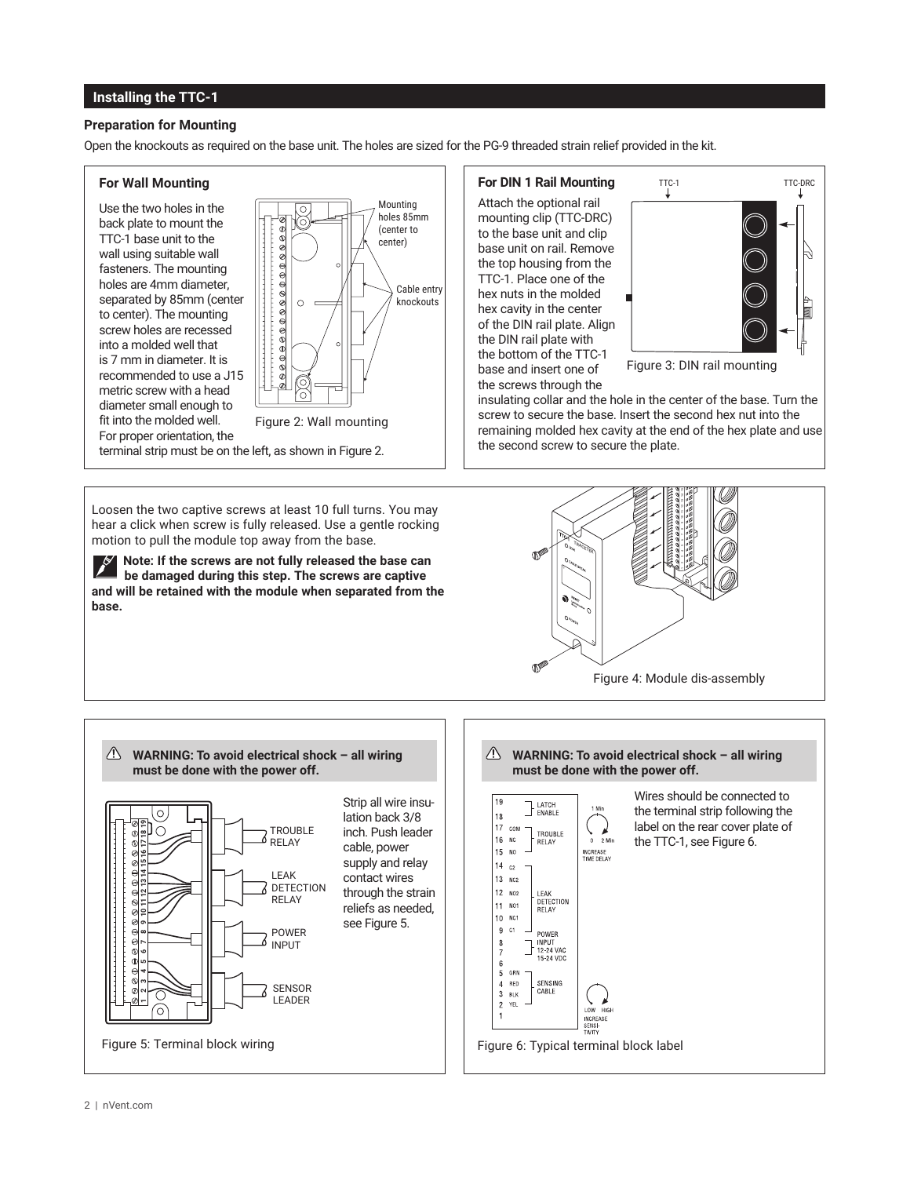## Installing the TTC-1

### Preparation for Mounting

Open the knockouts as required on the base unit. The holes are sized for the PG-9 threaded strain relief provided in the kit.

#### For Wall Mounting

Use the two holes in the back plate to mount the TTC-1 base unit to the wall using suitable wall fasteners. The mounting holes are 4mm diameter, separated by 85mm (center to center). The mounting screw holes are recessed into a molded well that is 7 mm in diameter. It is recommended to use a J15 metric screw with a head diameter small enough to fit into the molded well. For proper orientation, the terminal strip must be on the left, as shown in Figure 2.

Mounting holes 85mm (center to center)

Cable entry knockouts

Figure 2: Wall mounting

#### For DIN 1 Rail Mounting

Attach the optional rail mounting clip (TTC-DRC) to the base unit and clip base unit on rail. Remove the top housing from the TTC-1. Place one of the hex nuts in the molded hex cavity in the center of the DIN rail plate. Align the DIN rail plate with the bottom of the TTC-1 base and insert one of the screws through the insulating collar and the hole in the center of the base. Turn the screw to secure the base. Insert the second hex nut into the remaining molded hex cavity at the end of the hex plate and use the second screw to secure the plate.

TTC-1 TTC-DRC

Figure 3: DIN rail mounting

Loosen the two captive screws at least 10 full turns. You may hear a click when screw is fully released. Use a gentle rocking motion to pull the module top away from the base.

**Note: If the screws are not fully released the base can be damaged during this step. The screws are captive and will be retained with the module when separated from the base.**

Figure 4: Module dis-assembly

**⚠ WARNING: To avoid electrical shock – all wiring must be done with the power off.**

Strip all wire insulation back 3/8 inch. Push leader cable, power supply and relay contact wires through the strain reliefs as needed, see Figure 5.

TROUBLE RELAY

LEAK DETECTION RELAY

POWER INPUT

SENSOR LEADER

Figure 5: Terminal block wiring

**⚠ WARNING: To avoid electrical shock – all wiring must be done with the power off.**

Wires should be connected to the terminal strip following the label on the rear cover plate of the TTC-1, see Figure 6.

| Terminal | Label | Function |
|---|---|---|
| 19 | | LATCH ENABLE |
| 18 | | |
| 17 | COM | TROUBLE RELAY |
| 16 | NC | |
| 15 | NO | |
| 14 | C2 | LEAK DETECTION RELAY |
| 13 | NC2 | |
| 12 | NO2 | |
| 11 | NO1 | |
| 10 | NC1 | |
| 9 | C1 | |
| 8 | | POWER INPUT 12-24 VAC 15-24 VDC |
| 7 | | |
| 6 | | |
| 5 | GRN | SENSING CABLE |
| 4 | RED | |
| 3 | BLK | |
| 2 | YEL | |
| 1 | | |

1 Min, 0, 2 Min – INCREASE TIME DELAY

LOW, HIGH – INCREASE SENSITIVITY

Figure 6: Typical terminal block label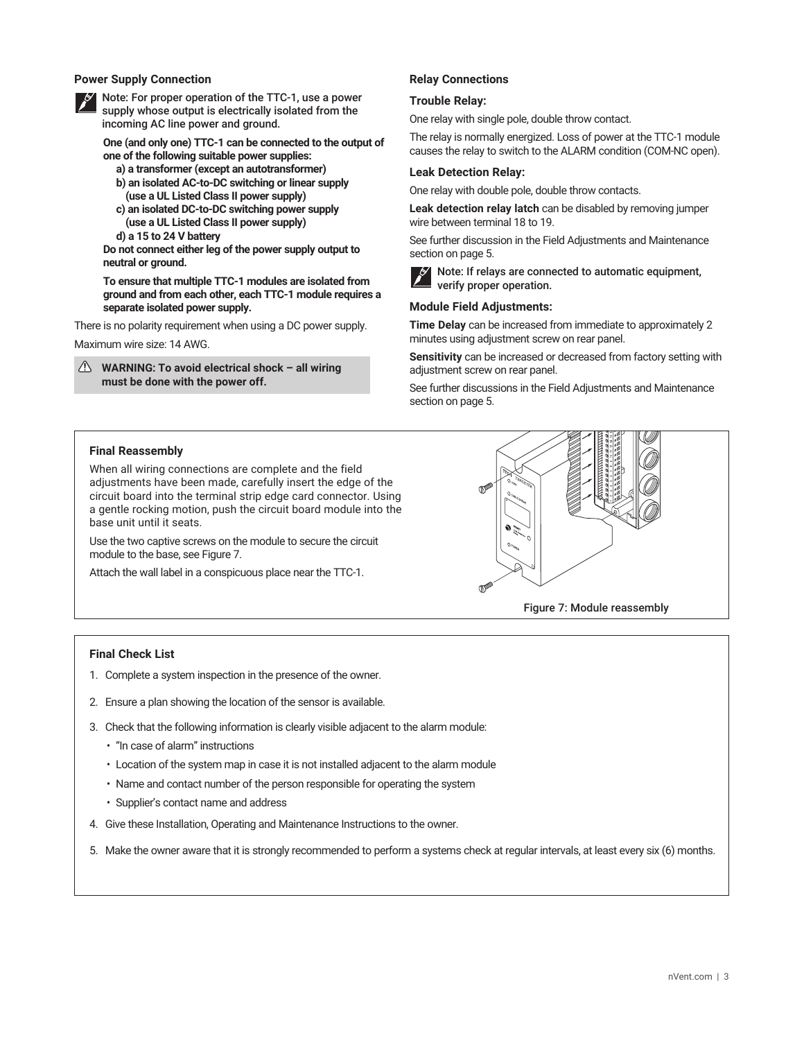### Power Supply Connection

Note: For proper operation of the TTC-1, use a power supply whose output is electrically isolated from the incoming AC line power and ground.

**One (and only one) TTC-1 can be connected to the output of one of the following suitable power supplies:**

**a) a transformer (except an autotransformer)**
**b) an isolated AC-to-DC switching or linear supply (use a UL Listed Class II power supply)**
**c) an isolated DC-to-DC switching power supply (use a UL Listed Class II power supply)**
**d) a 15 to 24 V battery**

**Do not connect either leg of the power supply output to neutral or ground.**

**To ensure that multiple TTC-1 modules are isolated from ground and from each other, each TTC-1 module requires a separate isolated power supply.**

There is no polarity requirement when using a DC power supply.

Maximum wire size: 14 AWG.

**WARNING: To avoid electrical shock – all wiring must be done with the power off.**

### Relay Connections

**Trouble Relay:**

One relay with single pole, double throw contact.

The relay is normally energized. Loss of power at the TTC-1 module causes the relay to switch to the ALARM condition (COM-NC open).

**Leak Detection Relay:**

One relay with double pole, double throw contacts.

**Leak detection relay latch** can be disabled by removing jumper wire between terminal 18 to 19.

See further discussion in the Field Adjustments and Maintenance section on page 5.

Note: If relays are connected to automatic equipment, verify proper operation.

**Module Field Adjustments:**

**Time Delay** can be increased from immediate to approximately 2 minutes using adjustment screw on rear panel.

**Sensitivity** can be increased or decreased from factory setting with adjustment screw on rear panel.

See further discussions in the Field Adjustments and Maintenance section on page 5.

### Final Reassembly

When all wiring connections are complete and the field adjustments have been made, carefully insert the edge of the circuit board into the terminal strip edge card connector. Using a gentle rocking motion, push the circuit board module into the base unit until it seats.

Use the two captive screws on the module to secure the circuit module to the base, see Figure 7.

Attach the wall label in a conspicuous place near the TTC-1.

Figure 7: Module reassembly

### Final Check List

1. Complete a system inspection in the presence of the owner.
2. Ensure a plan showing the location of the sensor is available.
3. Check that the following information is clearly visible adjacent to the alarm module:
   - "In case of alarm" instructions
   - Location of the system map in case it is not installed adjacent to the alarm module
   - Name and contact number of the person responsible for operating the system
   - Supplier's contact name and address
4. Give these Installation, Operating and Maintenance Instructions to the owner.
5. Make the owner aware that it is strongly recommended to perform a systems check at regular intervals, at least every six (6) months.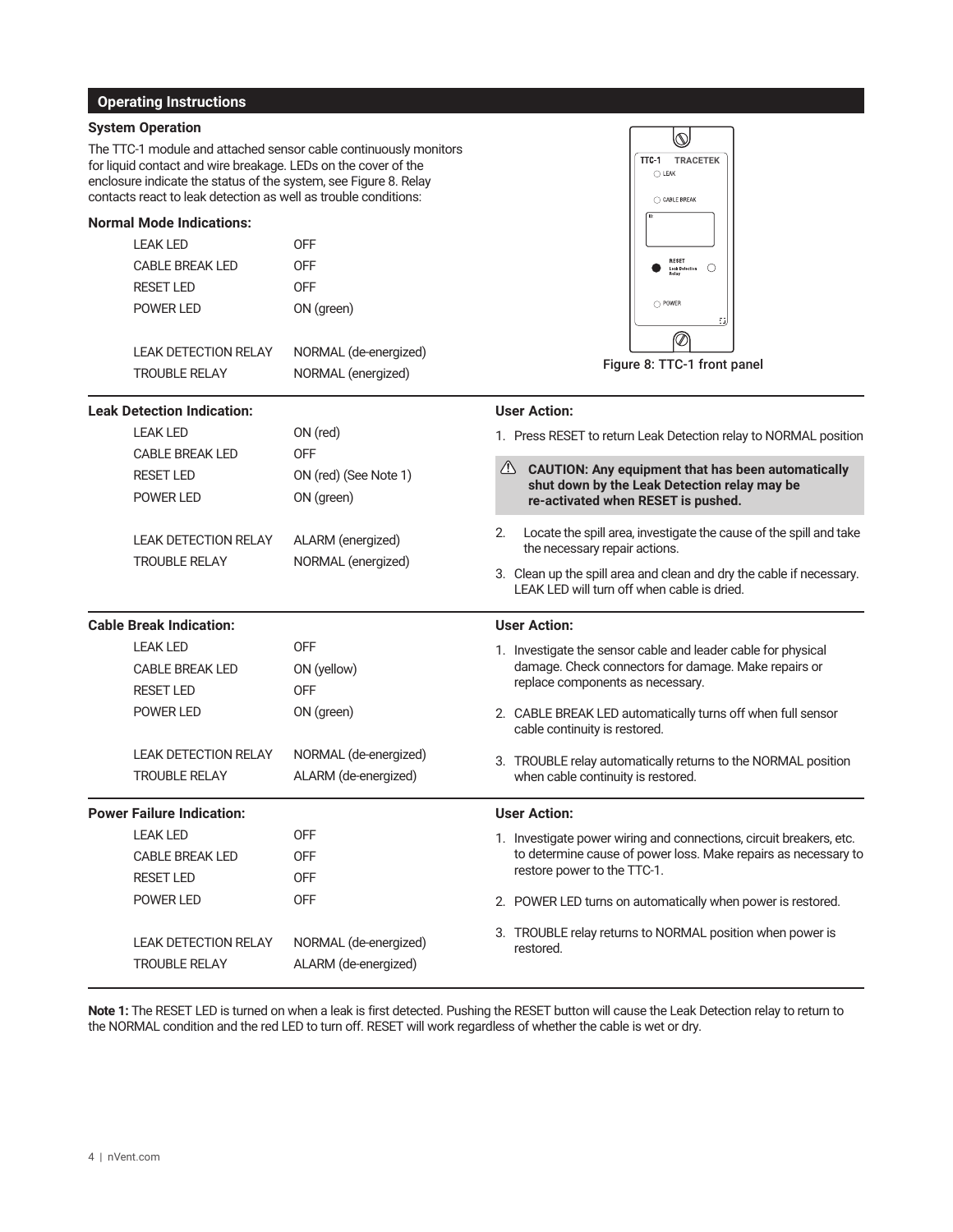## Operating Instructions

### System Operation

The TTC-1 module and attached sensor cable continuously monitors for liquid contact and wire breakage. LEDs on the cover of the enclosure indicate the status of the system, see Figure 8. Relay contacts react to leak detection as well as trouble conditions:

**Normal Mode Indications:**

| | |
|---|---|
| LEAK LED | OFF |
| CABLE BREAK LED | OFF |
| RESET LED | OFF |
| POWER LED | ON (green) |
| LEAK DETECTION RELAY | NORMAL (de-energized) |
| TROUBLE RELAY | NORMAL (energized) |

Figure 8: TTC-1 front panel

**Leak Detection Indication:**

| | |
|---|---|
| LEAK LED | ON (red) |
| CABLE BREAK LED | OFF |
| RESET LED | ON (red) (See Note 1) |
| POWER LED | ON (green) |
| LEAK DETECTION RELAY | ALARM (energized) |
| TROUBLE RELAY | NORMAL (energized) |

**User Action:**

1. Press RESET to return Leak Detection relay to NORMAL position

> ⚠ **CAUTION: Any equipment that has been automatically shut down by the Leak Detection relay may be re-activated when RESET is pushed.**

2. Locate the spill area, investigate the cause of the spill and take the necessary repair actions.
3. Clean up the spill area and clean and dry the cable if necessary. LEAK LED will turn off when cable is dried.

**Cable Break Indication:**

| | |
|---|---|
| LEAK LED | OFF |
| CABLE BREAK LED | ON (yellow) |
| RESET LED | OFF |
| POWER LED | ON (green) |
| LEAK DETECTION RELAY | NORMAL (de-energized) |
| TROUBLE RELAY | ALARM (de-energized) |

**User Action:**

1. Investigate the sensor cable and leader cable for physical damage. Check connectors for damage. Make repairs or replace components as necessary.
2. CABLE BREAK LED automatically turns off when full sensor cable continuity is restored.
3. TROUBLE relay automatically returns to the NORMAL position when cable continuity is restored.

**Power Failure Indication:**

| | |
|---|---|
| LEAK LED | OFF |
| CABLE BREAK LED | OFF |
| RESET LED | OFF |
| POWER LED | OFF |
| LEAK DETECTION RELAY | NORMAL (de-energized) |
| TROUBLE RELAY | ALARM (de-energized) |

**User Action:**

1. Investigate power wiring and connections, circuit breakers, etc. to determine cause of power loss. Make repairs as necessary to restore power to the TTC-1.
2. POWER LED turns on automatically when power is restored.
3. TROUBLE relay returns to NORMAL position when power is restored.

**Note 1:** The RESET LED is turned on when a leak is first detected. Pushing the RESET button will cause the Leak Detection relay to return to the NORMAL condition and the red LED to turn off. RESET will work regardless of whether the cable is wet or dry.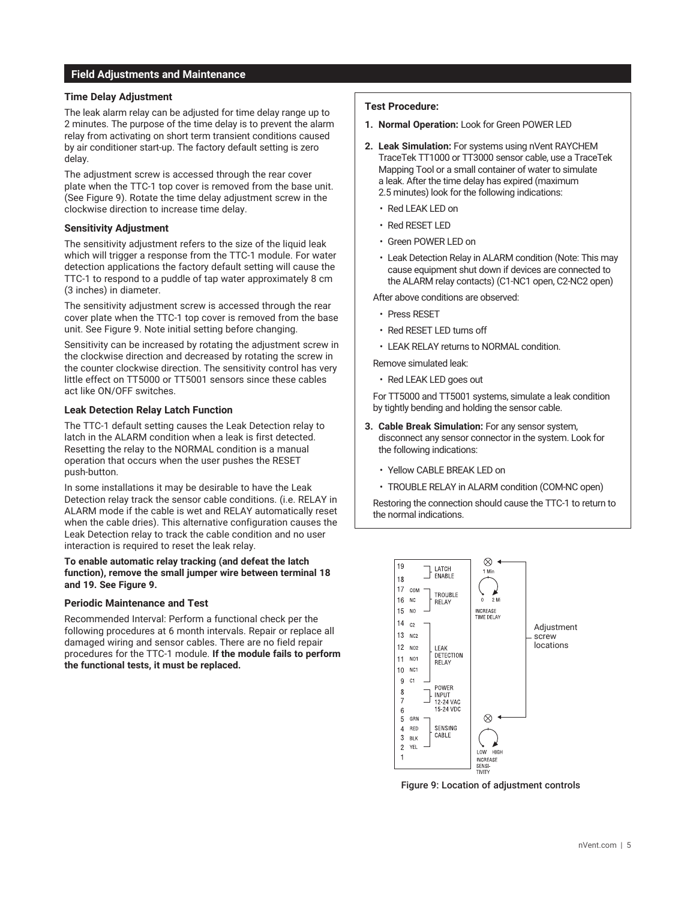## Field Adjustments and Maintenance

### Time Delay Adjustment

The leak alarm relay can be adjusted for time delay range up to 2 minutes. The purpose of the time delay is to prevent the alarm relay from activating on short term transient conditions caused by air conditioner start-up. The factory default setting is zero delay.

The adjustment screw is accessed through the rear cover plate when the TTC-1 top cover is removed from the base unit. (See Figure 9). Rotate the time delay adjustment screw in the clockwise direction to increase time delay.

### Sensitivity Adjustment

The sensitivity adjustment refers to the size of the liquid leak which will trigger a response from the TTC-1 module. For water detection applications the factory default setting will cause the TTC-1 to respond to a puddle of tap water approximately 8 cm (3 inches) in diameter.

The sensitivity adjustment screw is accessed through the rear cover plate when the TTC-1 top cover is removed from the base unit. See Figure 9. Note initial setting before changing.

Sensitivity can be increased by rotating the adjustment screw in the clockwise direction and decreased by rotating the screw in the counter clockwise direction. The sensitivity control has very little effect on TT5000 or TT5001 sensors since these cables act like ON/OFF switches.

### Leak Detection Relay Latch Function

The TTC-1 default setting causes the Leak Detection relay to latch in the ALARM condition when a leak is first detected. Resetting the relay to the NORMAL condition is a manual operation that occurs when the user pushes the RESET push-button.

In some installations it may be desirable to have the Leak Detection relay track the sensor cable conditions. (i.e. RELAY in ALARM mode if the cable is wet and RELAY automatically reset when the cable dries). This alternative configuration causes the Leak Detection relay to track the cable condition and no user interaction is required to reset the leak relay.

**To enable automatic relay tracking (and defeat the latch function), remove the small jumper wire between terminal 18 and 19. See Figure 9.**

### Periodic Maintenance and Test

Recommended Interval: Perform a functional check per the following procedures at 6 month intervals. Repair or replace all damaged wiring and sensor cables. There are no field repair procedures for the TTC-1 module. **If the module fails to perform the functional tests, it must be replaced.**

**Test Procedure:**

1. **Normal Operation:** Look for Green POWER LED
2. **Leak Simulation:** For systems using nVent RAYCHEM TraceTek TT1000 or TT3000 sensor cable, use a TraceTek Mapping Tool or a small container of water to simulate a leak. After the time delay has expired (maximum 2.5 minutes) look for the following indications:
   - Red LEAK LED on
   - Red RESET LED
   - Green POWER LED on
   - Leak Detection Relay in ALARM condition (Note: This may cause equipment shut down if devices are connected to the ALARM relay contacts) (C1-NC1 open, C2-NC2 open)

   After above conditions are observed:

   - Press RESET
   - Red RESET LED turns off
   - LEAK RELAY returns to NORMAL condition.

   Remove simulated leak:

   - Red LEAK LED goes out

   For TT5000 and TT5001 systems, simulate a leak condition by tightly bending and holding the sensor cable.
3. **Cable Break Simulation:** For any sensor system, disconnect any sensor connector in the system. Look for the following indications:
   - Yellow CABLE BREAK LED on
   - TROUBLE RELAY in ALARM condition (COM-NC open)

   Restoring the connection should cause the TTC-1 to return to the normal indications.

| Terminal | Label | Function |
|---|---|---|
| 19 | | LATCH ENABLE |
| 18 | | |
| 17 | COM | TROUBLE RELAY |
| 16 | NC | |
| 15 | NO | |
| 14 | C2 | LEAK DETECTION RELAY |
| 13 | NC2 | |
| 12 | NO2 | |
| 11 | NO1 | |
| 10 | NC1 | |
| 9 | C1 | |
| 8 | | POWER INPUT 12-24 VAC 15-24 VDC |
| 7 | | |
| 6 | | |
| 5 | GRN | SENSING CABLE |
| 4 | RED | |
| 3 | BLK | |
| 2 | YEL | |
| 1 | | |

Adjustment screw locations: INCREASE TIME DELAY (0 – 1 Min – 2 Mi); INCREASE SENSITIVITY (LOW – HIGH)

Figure 9: Location of adjustment controls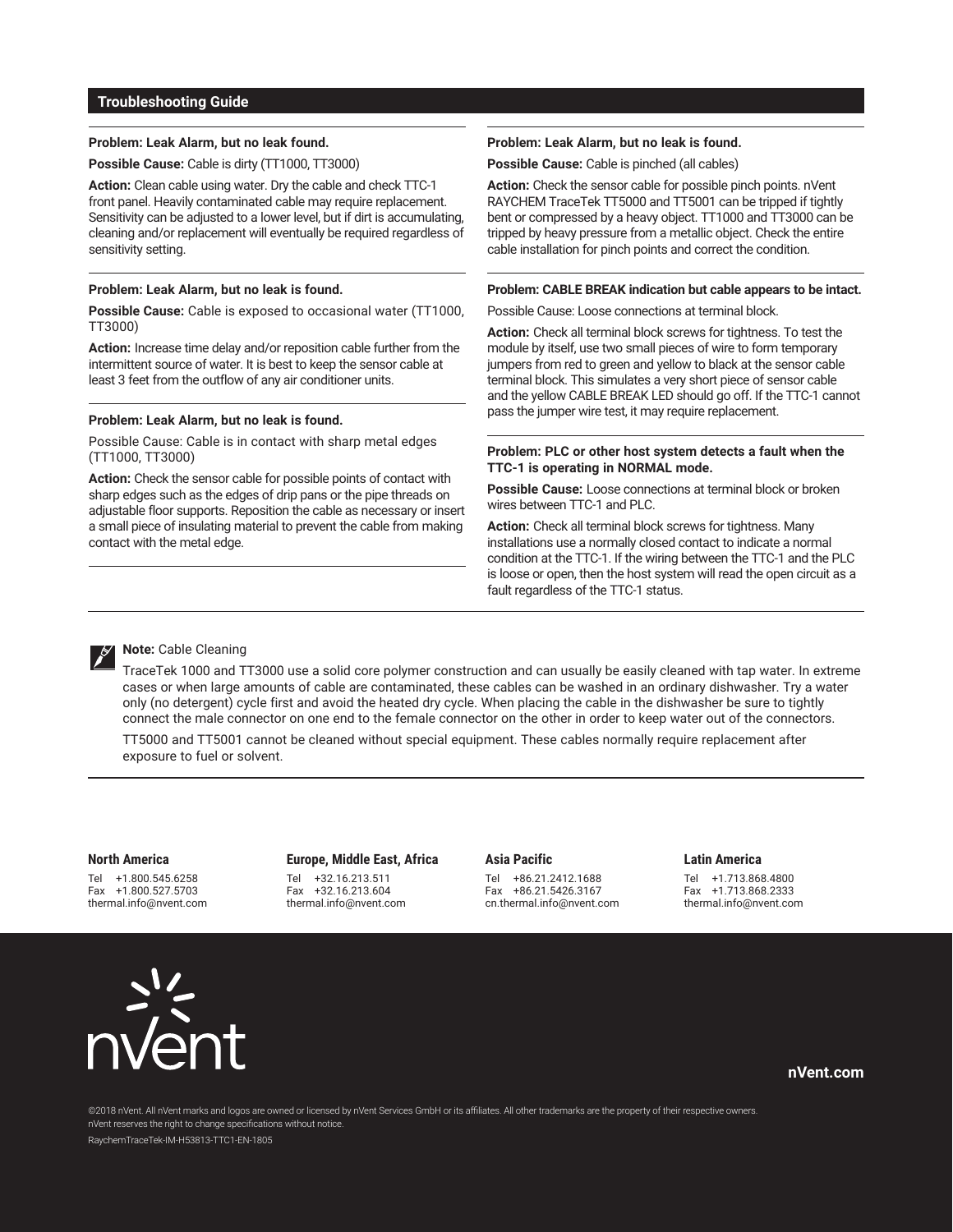## Troubleshooting Guide

**Problem: Leak Alarm, but no leak found.**

**Possible Cause:** Cable is dirty (TT1000, TT3000)

**Action:** Clean cable using water. Dry the cable and check TTC-1 front panel. Heavily contaminated cable may require replacement. Sensitivity can be adjusted to a lower level, but if dirt is accumulating, cleaning and/or replacement will eventually be required regardless of sensitivity setting.

**Problem: Leak Alarm, but no leak is found.**

**Possible Cause:** Cable is exposed to occasional water (TT1000, TT3000)

**Action:** Increase time delay and/or reposition cable further from the intermittent source of water. It is best to keep the sensor cable at least 3 feet from the outflow of any air conditioner units.

**Problem: Leak Alarm, but no leak is found.**

Possible Cause: Cable is in contact with sharp metal edges (TT1000, TT3000)

**Action:** Check the sensor cable for possible points of contact with sharp edges such as the edges of drip pans or the pipe threads on adjustable floor supports. Reposition the cable as necessary or insert a small piece of insulating material to prevent the cable from making contact with the metal edge.

**Problem: Leak Alarm, but no leak is found.**

**Possible Cause:** Cable is pinched (all cables)

**Action:** Check the sensor cable for possible pinch points. nVent RAYCHEM TraceTek TT5000 and TT5001 can be tripped if tightly bent or compressed by a heavy object. TT1000 and TT3000 can be tripped by heavy pressure from a metallic object. Check the entire cable installation for pinch points and correct the condition.

**Problem: CABLE BREAK indication but cable appears to be intact.**

Possible Cause: Loose connections at terminal block.

**Action:** Check all terminal block screws for tightness. To test the module by itself, use two small pieces of wire to form temporary jumpers from red to green and yellow to black at the sensor cable terminal block. This simulates a very short piece of sensor cable and the yellow CABLE BREAK LED should go off. If the TTC-1 cannot pass the jumper wire test, it may require replacement.

**Problem: PLC or other host system detects a fault when the TTC-1 is operating in NORMAL mode.**

**Possible Cause:** Loose connections at terminal block or broken wires between TTC-1 and PLC.

**Action:** Check all terminal block screws for tightness. Many installations use a normally closed contact to indicate a normal condition at the TTC-1. If the wiring between the TTC-1 and the PLC is loose or open, then the host system will read the open circuit as a fault regardless of the TTC-1 status.

**Note:** Cable Cleaning

TraceTek 1000 and TT3000 use a solid core polymer construction and can usually be easily cleaned with tap water. In extreme cases or when large amounts of cable are contaminated, these cables can be washed in an ordinary dishwasher. Try a water only (no detergent) cycle first and avoid the heated dry cycle. When placing the cable in the dishwasher be sure to tightly connect the male connector on one end to the female connector on the other in order to keep water out of the connectors.

TT5000 and TT5001 cannot be cleaned without special equipment. These cables normally require replacement after exposure to fuel or solvent.

**North America**
Tel +1.800.545.6258
Fax +1.800.527.5703
thermal.info@nvent.com

**Europe, Middle East, Africa**
Tel +32.16.213.511
Fax +32.16.213.604
thermal.info@nvent.com

**Asia Pacific**
Tel +86.21.2412.1688
Fax +86.21.5426.3167
cn.thermal.info@nvent.com

**Latin America**
Tel +1.713.868.4800
Fax +1.713.868.2333
thermal.info@nvent.com

nVent

**nVent.com**

©2018 nVent. All nVent marks and logos are owned or licensed by nVent Services GmbH or its affiliates. All other trademarks are the property of their respective owners.
nVent reserves the right to change specifications without notice.

RaychemTraceTek-IM-H53813-TTC1-EN-1805